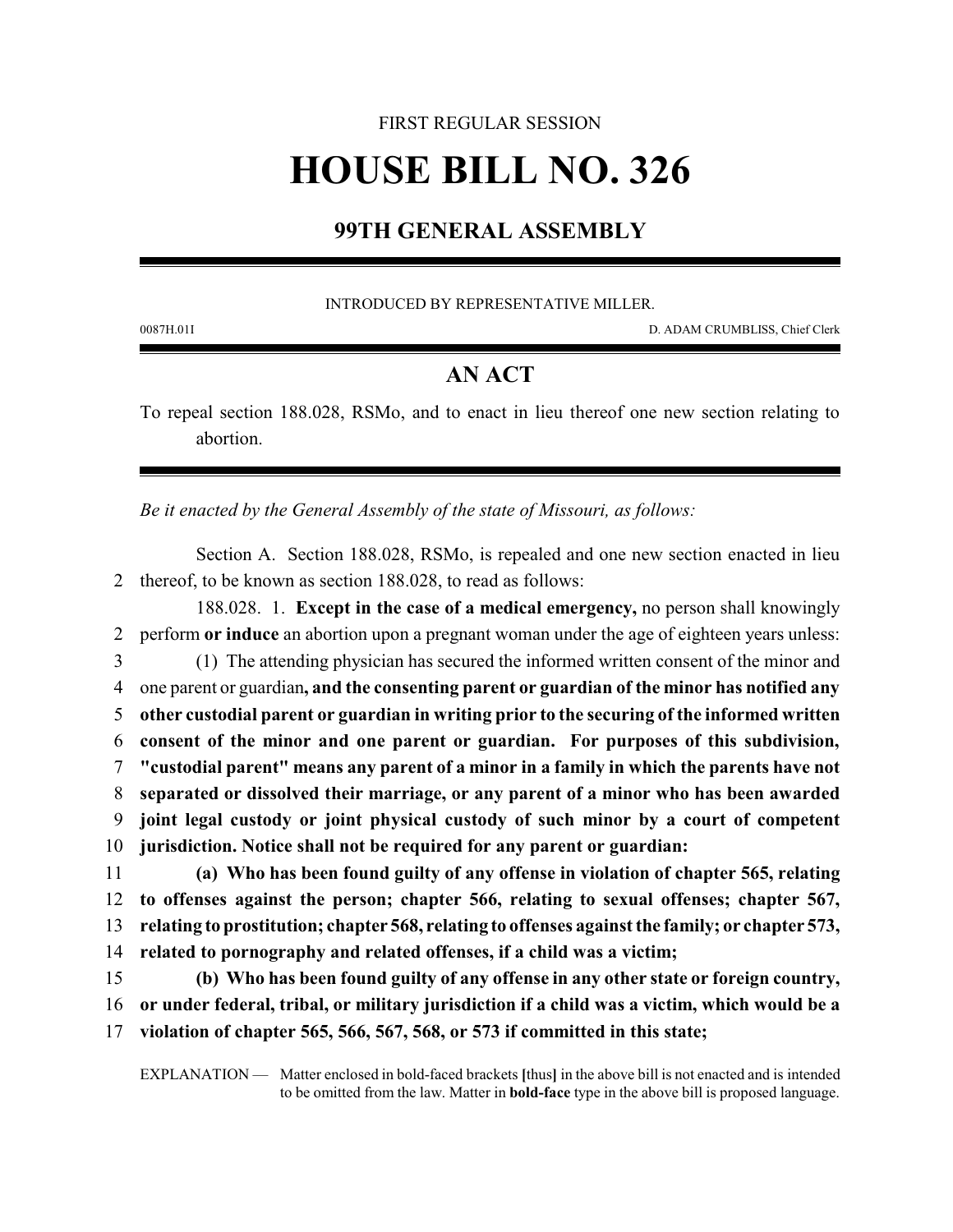FIRST REGULAR SESSION

# HOUSE BILL NO. 326

## 99TH GENERAL ASSEMBLY

INTRODUCED BY REPRESENTATIVE MILLER.

0087H.01I D. ADAM CRUMBLISS, Chief Clerk

## AN ACT

To repeal section 188.028, RSMo, and to enact in lieu thereof one new section relating to abortion.

*Be it enacted by the General Assembly of the state of Missouri, as follows:*

Section A. Section 188.028, RSMo, is repealed and one new section enacted in lieu thereof, to be known as section 188.028, to read as follows:

188.028. 1. **Except in the case of a medical emergency,** no person shall knowingly perform **or induce** an abortion upon a pregnant woman under the age of eighteen years unless:

(1) The attending physician has secured the informed written consent of the minor and one parent or guardian**, and the consenting parent or guardian of the minor has notified any other custodial parent or guardian in writing prior to the securing of the informed written consent of the minor and one parent or guardian. For purposes of this subdivision, "custodial parent" means any parent of a minor in a family in which the parents have not separated or dissolved their marriage, or any parent of a minor who has been awarded joint legal custody or joint physical custody of such minor by a court of competent jurisdiction. Notice shall not be required for any parent or guardian:**

**(a) Who has been found guilty of any offense in violation of chapter 565, relating to offenses against the person; chapter 566, relating to sexual offenses; chapter 567, relating to prostitution; chapter 568, relating to offenses against the family; or chapter 573, related to pornography and related offenses, if a child was a victim;**

**(b) Who has been found guilty of any offense in any other state or foreign country, or under federal, tribal, or military jurisdiction if a child was a victim, which would be a violation of chapter 565, 566, 567, 568, or 573 if committed in this state;**

EXPLANATION — Matter enclosed in bold-faced brackets **[**thus**]** in the above bill is not enacted and is intended to be omitted from the law. Matter in **bold-face** type in the above bill is proposed language.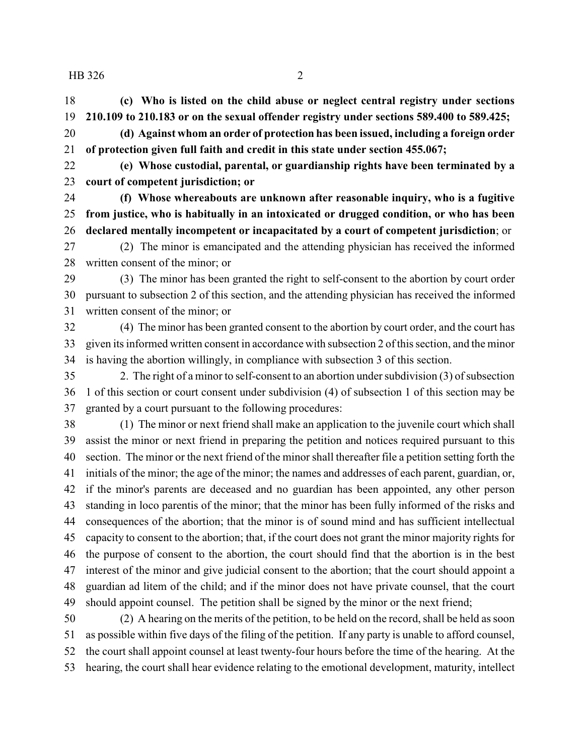**(c) Who is listed on the child abuse or neglect central registry under sections 210.109 to 210.183 or on the sexual offender registry under sections 589.400 to 589.425;**

**(d) Against whom an order of protection has been issued, including a foreign order of protection given full faith and credit in this state under section 455.067;**

**(e) Whose custodial, parental, or guardianship rights have been terminated by a court of competent jurisdiction; or**

**(f) Whose whereabouts are unknown after reasonable inquiry, who is a fugitive from justice, who is habitually in an intoxicated or drugged condition, or who has been declared mentally incompetent or incapacitated by a court of competent jurisdiction**; or

(2) The minor is emancipated and the attending physician has received the informed written consent of the minor; or

(3) The minor has been granted the right to self-consent to the abortion by court order pursuant to subsection 2 of this section, and the attending physician has received the informed written consent of the minor; or

(4) The minor has been granted consent to the abortion by court order, and the court has given its informed written consent in accordance with subsection 2 of this section, and the minor is having the abortion willingly, in compliance with subsection 3 of this section.

2. The right of a minor to self-consent to an abortion under subdivision (3) of subsection 1 of this section or court consent under subdivision (4) of subsection 1 of this section may be granted by a court pursuant to the following procedures:

(1) The minor or next friend shall make an application to the juvenile court which shall assist the minor or next friend in preparing the petition and notices required pursuant to this section. The minor or the next friend of the minor shall thereafter file a petition setting forth the initials of the minor; the age of the minor; the names and addresses of each parent, guardian, or, if the minor's parents are deceased and no guardian has been appointed, any other person standing in loco parentis of the minor; that the minor has been fully informed of the risks and consequences of the abortion; that the minor is of sound mind and has sufficient intellectual capacity to consent to the abortion; that, if the court does not grant the minor majority rights for the purpose of consent to the abortion, the court should find that the abortion is in the best interest of the minor and give judicial consent to the abortion; that the court should appoint a guardian ad litem of the child; and if the minor does not have private counsel, that the court should appoint counsel. The petition shall be signed by the minor or the next friend;

(2) A hearing on the merits of the petition, to be held on the record, shall be held as soon as possible within five days of the filing of the petition. If any party is unable to afford counsel, the court shall appoint counsel at least twenty-four hours before the time of the hearing. At the hearing, the court shall hear evidence relating to the emotional development, maturity, intellect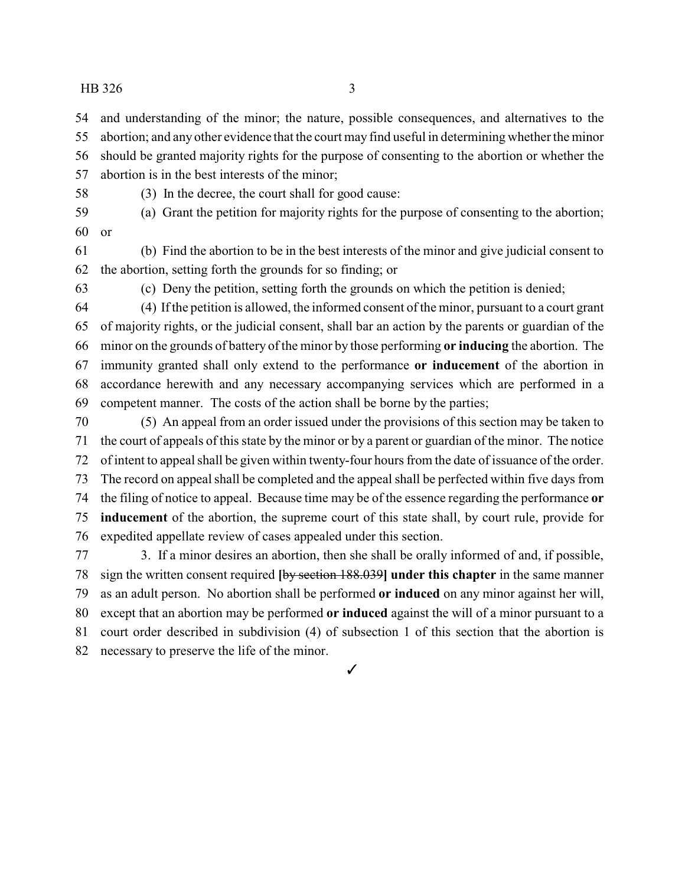and understanding of the minor; the nature, possible consequences, and alternatives to the abortion; and any other evidence that the court may find useful in determining whether the minor should be granted majority rights for the purpose of consenting to the abortion or whether the abortion is in the best interests of the minor;

(3) In the decree, the court shall for good cause:

(a) Grant the petition for majority rights for the purpose of consenting to the abortion; or

(b) Find the abortion to be in the best interests of the minor and give judicial consent to the abortion, setting forth the grounds for so finding; or

(c) Deny the petition, setting forth the grounds on which the petition is denied;

(4) If the petition is allowed, the informed consent of the minor, pursuant to a court grant of majority rights, or the judicial consent, shall bar an action by the parents or guardian of the minor on the grounds of battery of the minor by those performing **or inducing** the abortion. The immunity granted shall only extend to the performance **or inducement** of the abortion in accordance herewith and any necessary accompanying services which are performed in a competent manner. The costs of the action shall be borne by the parties;

(5) An appeal from an order issued under the provisions of this section may be taken to the court of appeals of this state by the minor or by a parent or guardian of the minor. The notice of intent to appeal shall be given within twenty-four hours from the date of issuance of the order. The record on appeal shall be completed and the appeal shall be perfected within five days from the filing of notice to appeal. Because time may be of the essence regarding the performance **or inducement** of the abortion, the supreme court of this state shall, by court rule, provide for expedited appellate review of cases appealed under this section.

3. If a minor desires an abortion, then she shall be orally informed of and, if possible, sign the written consent required **[**~~by section 188.039~~**] under this chapter** in the same manner as an adult person. No abortion shall be performed **or induced** on any minor against her will, except that an abortion may be performed **or induced** against the will of a minor pursuant to a court order described in subdivision (4) of subsection 1 of this section that the abortion is necessary to preserve the life of the minor.

✓